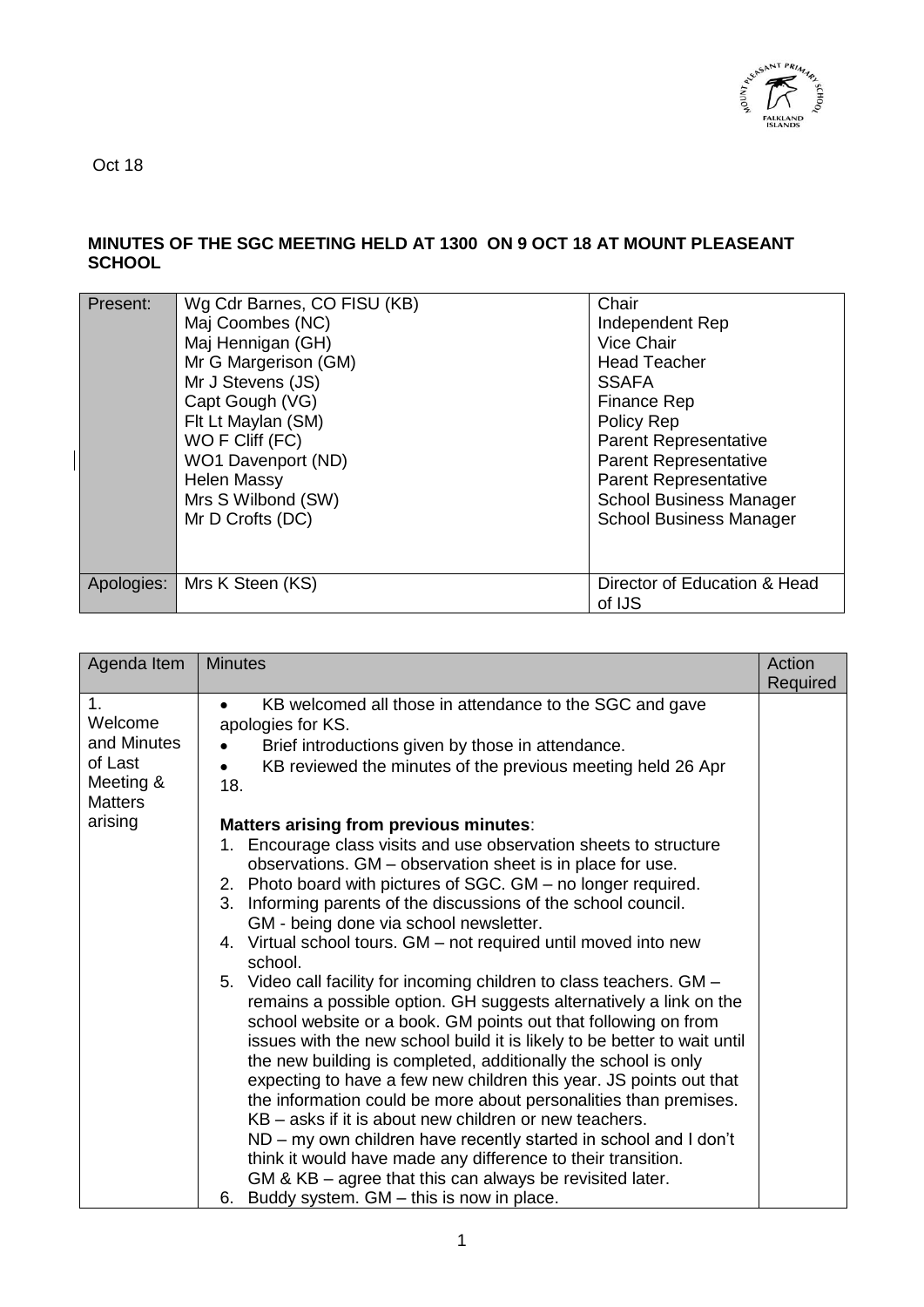Oct 18

**MINUTES OF THE SGC MEETING HELD AT 1300 ON 9 OCT 18 AT MOUNT PLEASEANT SCHOOL**

| | | |
|---|---|---|
| Present: | Wg Cdr Barnes, CO FISU (KB) | Chair |
| | Maj Coombes (NC) | Independent Rep |
| | Maj Hennigan (GH) | Vice Chair |
| | Mr G Margerison (GM) | Head Teacher |
| | Mr J Stevens (JS) | SSAFA |
| | Capt Gough (VG) | Finance Rep |
| | Flt Lt Maylan (SM) | Policy Rep |
| | WO F Cliff (FC) | Parent Representative |
| | WO1 Davenport (ND) | Parent Representative |
| | Helen Massy | Parent Representative |
| | Mrs S Wilbond (SW) | School Business Manager |
| | Mr D Crofts (DC) | School Business Manager |
| Apologies: | Mrs K Steen (KS) | Director of Education & Head of IJS |

| Agenda Item | Minutes | Action Required |
|---|---|---|
| 1. Welcome and Minutes of Last Meeting & Matters arising | • KB welcomed all those in attendance to the SGC and gave apologies for KS.<br>• Brief introductions given by those in attendance.<br>• KB reviewed the minutes of the previous meeting held 26 Apr 18.<br><br>**Matters arising from previous minutes**:<br>1. Encourage class visits and use observation sheets to structure observations. GM – observation sheet is in place for use.<br>2. Photo board with pictures of SGC. GM – no longer required.<br>3. Informing parents of the discussions of the school council. GM - being done via school newsletter.<br>4. Virtual school tours. GM – not required until moved into new school.<br>5. Video call facility for incoming children to class teachers. GM – remains a possible option. GH suggests alternatively a link on the school website or a book. GM points out that following on from issues with the new school build it is likely to be better to wait until the new building is completed, additionally the school is only expecting to have a few new children this year. JS points out that the information could be more about personalities than premises. KB – asks if it is about new children or new teachers. ND – my own children have recently started in school and I don't think it would have made any difference to their transition. GM & KB – agree that this can always be revisited later.<br>6. Buddy system. GM – this is now in place. | |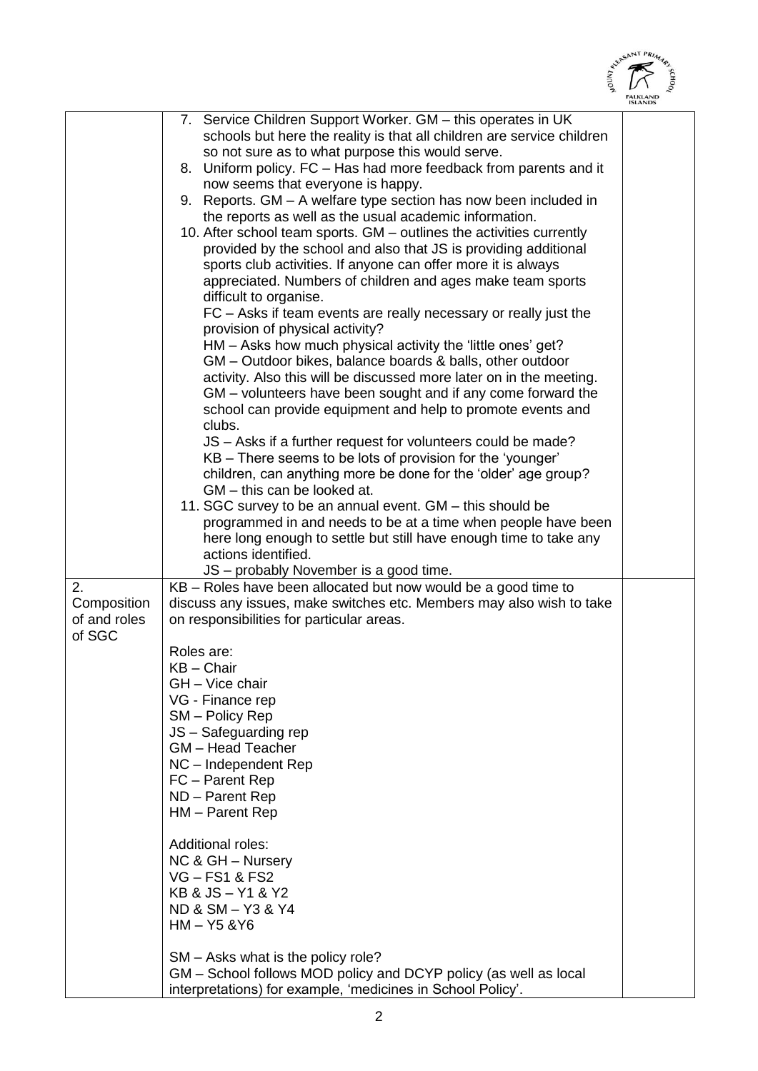| | | |
|---|---|---|
| | 7. Service Children Support Worker. GM – this operates in UK schools but here the reality is that all children are service children so not sure as to what purpose this would serve.<br>8. Uniform policy. FC – Has had more feedback from parents and it now seems that everyone is happy.<br>9. Reports. GM – A welfare type section has now been included in the reports as well as the usual academic information.<br>10. After school team sports. GM – outlines the activities currently provided by the school and also that JS is providing additional sports club activities. If anyone can offer more it is always appreciated. Numbers of children and ages make team sports difficult to organise.<br>FC – Asks if team events are really necessary or really just the provision of physical activity?<br>HM – Asks how much physical activity the 'little ones' get?<br>GM – Outdoor bikes, balance boards & balls, other outdoor activity. Also this will be discussed more later on in the meeting.<br>GM – volunteers have been sought and if any come forward the school can provide equipment and help to promote events and clubs.<br>JS – Asks if a further request for volunteers could be made?<br>KB – There seems to be lots of provision for the 'younger' children, can anything more be done for the 'older' age group?<br>GM – this can be looked at.<br>11. SGC survey to be an annual event. GM – this should be programmed in and needs to be at a time when people have been here long enough to settle but still have enough time to take any actions identified.<br>JS – probably November is a good time. | |
| 2. Composition of and roles of SGC | KB – Roles have been allocated but now would be a good time to discuss any issues, make switches etc. Members may also wish to take on responsibilities for particular areas.<br><br>Roles are:<br>KB – Chair<br>GH – Vice chair<br>VG - Finance rep<br>SM – Policy Rep<br>JS – Safeguarding rep<br>GM – Head Teacher<br>NC – Independent Rep<br>FC – Parent Rep<br>ND – Parent Rep<br>HM – Parent Rep<br><br>Additional roles:<br>NC & GH – Nursery<br>VG – FS1 & FS2<br>KB & JS – Y1 & Y2<br>ND & SM – Y3 & Y4<br>HM – Y5 &Y6<br><br>SM – Asks what is the policy role?<br>GM – School follows MOD policy and DCYP policy (as well as local interpretations) for example, 'medicines in School Policy'. | |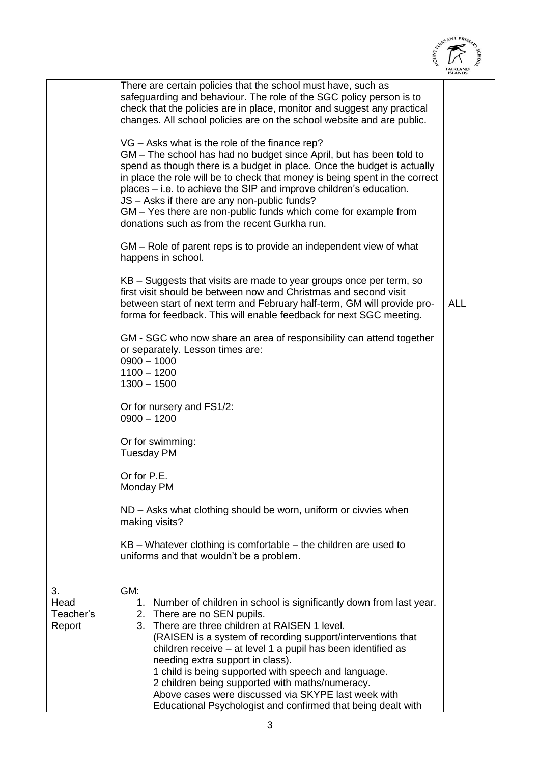| | | |
|---|---|---|
| | There are certain policies that the school must have, such as safeguarding and behaviour. The role of the SGC policy person is to check that the policies are in place, monitor and suggest any practical changes. All school policies are on the school website and are public.<br><br>VG – Asks what is the role of the finance rep?<br>GM – The school has had no budget since April, but has been told to spend as though there is a budget in place. Once the budget is actually in place the role will be to check that money is being spent in the correct places – i.e. to achieve the SIP and improve children's education.<br>JS – Asks if there are any non-public funds?<br>GM – Yes there are non-public funds which come for example from donations such as from the recent Gurkha run.<br><br>GM – Role of parent reps is to provide an independent view of what happens in school.<br><br>KB – Suggests that visits are made to year groups once per term, so first visit should be between now and Christmas and second visit between start of next term and February half-term, GM will provide pro-forma for feedback. This will enable feedback for next SGC meeting.<br><br>GM - SGC who now share an area of responsibility can attend together or separately. Lesson times are:<br>0900 – 1000<br>1100 – 1200<br>1300 – 1500<br><br>Or for nursery and FS1/2:<br>0900 – 1200<br><br>Or for swimming:<br>Tuesday PM<br><br>Or for P.E.<br>Monday PM<br><br>ND – Asks what clothing should be worn, uniform or civvies when making visits?<br><br>KB – Whatever clothing is comfortable – the children are used to uniforms and that wouldn't be a problem. | ALL |
| 3. Head Teacher's Report | GM:<br>1. Number of children in school is significantly down from last year.<br>2. There are no SEN pupils.<br>3. There are three children at RAISEN 1 level.<br>(RAISEN is a system of recording support/interventions that children receive – at level 1 a pupil has been identified as needing extra support in class).<br>1 child is being supported with speech and language.<br>2 children being supported with maths/numeracy.<br>Above cases were discussed via SKYPE last week with Educational Psychologist and confirmed that being dealt with | |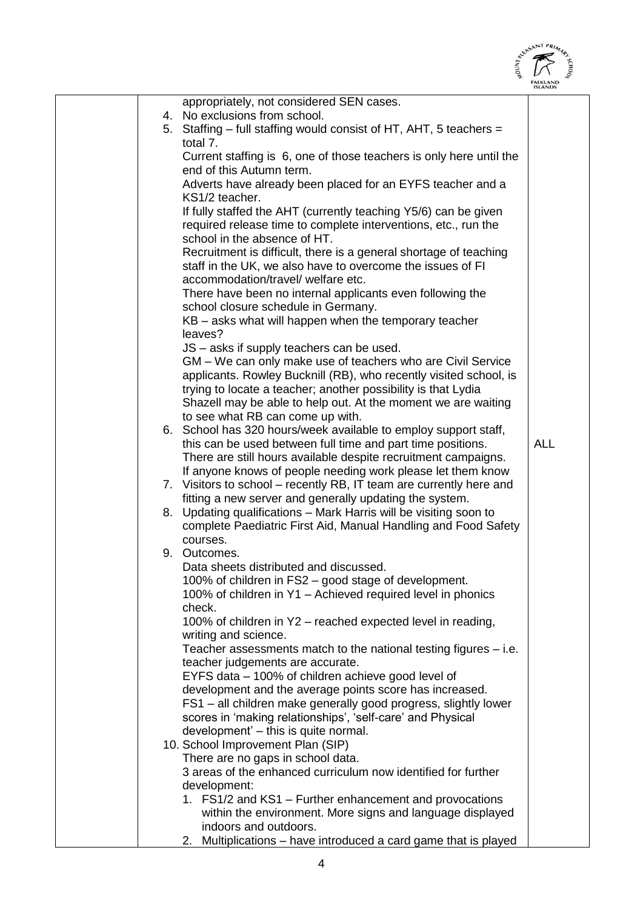| | | |
|---|---|---|
| | appropriately, not considered SEN cases.<br>4. No exclusions from school.<br>5. Staffing – full staffing would consist of HT, AHT, 5 teachers = total 7.<br>Current staffing is 6, one of those teachers is only here until the end of this Autumn term.<br>Adverts have already been placed for an EYFS teacher and a KS1/2 teacher.<br>If fully staffed the AHT (currently teaching Y5/6) can be given required release time to complete interventions, etc., run the school in the absence of HT.<br>Recruitment is difficult, there is a general shortage of teaching staff in the UK, we also have to overcome the issues of FI accommodation/travel/ welfare etc.<br>There have been no internal applicants even following the school closure schedule in Germany.<br>KB – asks what will happen when the temporary teacher leaves?<br>JS – asks if supply teachers can be used.<br>GM – We can only make use of teachers who are Civil Service applicants. Rowley Bucknill (RB), who recently visited school, is trying to locate a teacher; another possibility is that Lydia Shazell may be able to help out. At the moment we are waiting to see what RB can come up with.<br>6. School has 320 hours/week available to employ support staff, this can be used between full time and part time positions. There are still hours available despite recruitment campaigns. If anyone knows of people needing work please let them know<br>7. Visitors to school – recently RB, IT team are currently here and fitting a new server and generally updating the system.<br>8. Updating qualifications – Mark Harris will be visiting soon to complete Paediatric First Aid, Manual Handling and Food Safety courses.<br>9. Outcomes.<br>Data sheets distributed and discussed.<br>100% of children in FS2 – good stage of development.<br>100% of children in Y1 – Achieved required level in phonics check.<br>100% of children in Y2 – reached expected level in reading, writing and science.<br>Teacher assessments match to the national testing figures – i.e. teacher judgements are accurate.<br>EYFS data – 100% of children achieve good level of development and the average points score has increased.<br>FS1 – all children make generally good progress, slightly lower scores in 'making relationships', 'self-care' and Physical development' – this is quite normal.<br>10. School Improvement Plan (SIP)<br>There are no gaps in school data.<br>3 areas of the enhanced curriculum now identified for further development:<br>1. FS1/2 and KS1 – Further enhancement and provocations within the environment. More signs and language displayed indoors and outdoors.<br>2. Multiplications – have introduced a card game that is played | ALL |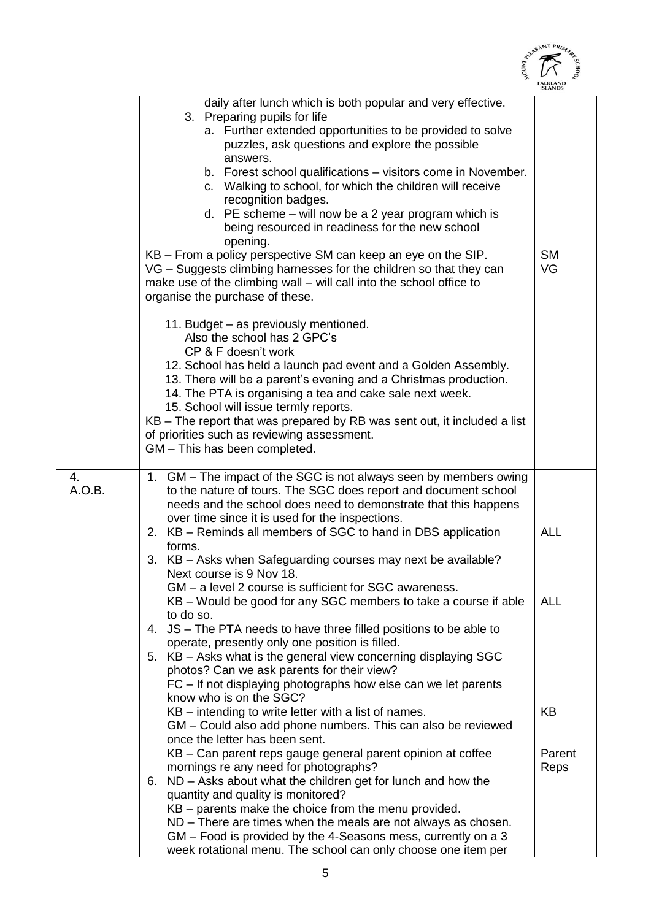| | | |
|---|---|---|
| | daily after lunch which is both popular and very effective.<br>3. Preparing pupils for life<br>a. Further extended opportunities to be provided to solve puzzles, ask questions and explore the possible answers.<br>b. Forest school qualifications – visitors come in November.<br>c. Walking to school, for which the children will receive recognition badges.<br>d. PE scheme – will now be a 2 year program which is being resourced in readiness for the new school opening.<br>KB – From a policy perspective SM can keep an eye on the SIP.<br>VG – Suggests climbing harnesses for the children so that they can make use of the climbing wall – will call into the school office to organise the purchase of these.<br><br>11. Budget – as previously mentioned.<br>Also the school has 2 GPC's<br>CP & F doesn't work<br>12. School has held a launch pad event and a Golden Assembly.<br>13. There will be a parent's evening and a Christmas production.<br>14. The PTA is organising a tea and cake sale next week.<br>15. School will issue termly reports.<br>KB – The report that was prepared by RB was sent out, it included a list of priorities such as reviewing assessment.<br>GM – This has been completed. | SM<br>VG |
| 4.<br>A.O.B. | 1. GM – The impact of the SGC is not always seen by members owing to the nature of tours. The SGC does report and document school needs and the school does need to demonstrate that this happens over time since it is used for the inspections.<br>2. KB – Reminds all members of SGC to hand in DBS application forms.<br>3. KB – Asks when Safeguarding courses may next be available? Next course is 9 Nov 18.<br>GM – a level 2 course is sufficient for SGC awareness.<br>KB – Would be good for any SGC members to take a course if able to do so.<br>4. JS – The PTA needs to have three filled positions to be able to operate, presently only one position is filled.<br>5. KB – Asks what is the general view concerning displaying SGC photos? Can we ask parents for their view?<br>FC – If not displaying photographs how else can we let parents know who is on the SGC?<br>KB – intending to write letter with a list of names.<br>GM – Could also add phone numbers. This can also be reviewed once the letter has been sent.<br>KB – Can parent reps gauge general parent opinion at coffee mornings re any need for photographs?<br>6. ND – Asks about what the children get for lunch and how the quantity and quality is monitored?<br>KB – parents make the choice from the menu provided.<br>ND – There are times when the meals are not always as chosen.<br>GM – Food is provided by the 4-Seasons mess, currently on a 3 week rotational menu. The school can only choose one item per | <br><br><br><br>ALL<br><br><br><br>ALL<br><br><br><br><br><br>KB<br><br>Parent Reps |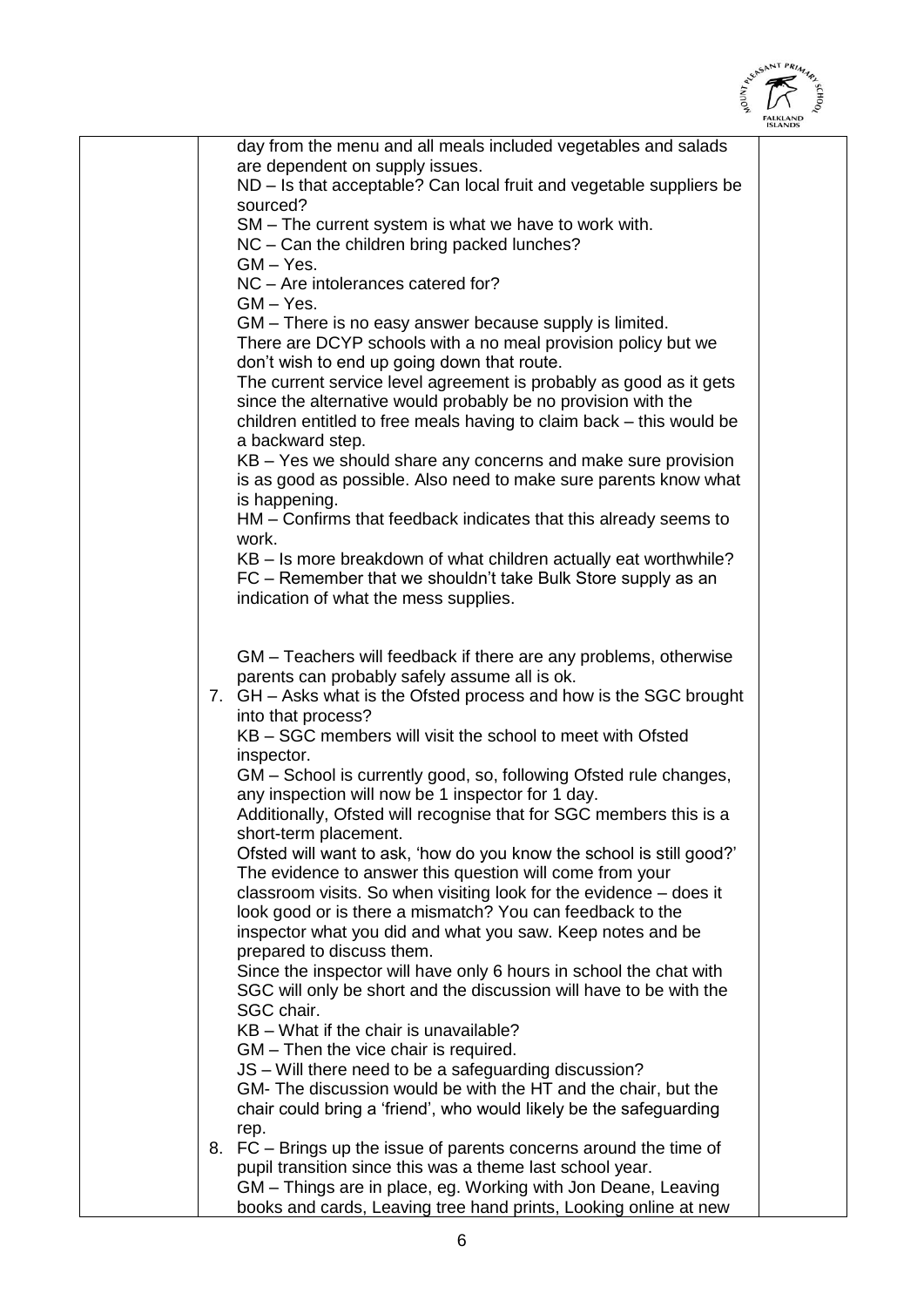| | | |
|---|---|---|
| | day from the menu and all meals included vegetables and salads are dependent on supply issues.<br>ND – Is that acceptable? Can local fruit and vegetable suppliers be sourced?<br>SM – The current system is what we have to work with.<br>NC – Can the children bring packed lunches?<br>GM – Yes.<br>NC – Are intolerances catered for?<br>GM – Yes.<br>GM – There is no easy answer because supply is limited.<br>There are DCYP schools with a no meal provision policy but we don't wish to end up going down that route.<br>The current service level agreement is probably as good as it gets since the alternative would probably be no provision with the children entitled to free meals having to claim back – this would be a backward step.<br>KB – Yes we should share any concerns and make sure provision is as good as possible. Also need to make sure parents know what is happening.<br>HM – Confirms that feedback indicates that this already seems to work.<br>KB – Is more breakdown of what children actually eat worthwhile?<br>FC – Remember that we shouldn't take Bulk Store supply as an indication of what the mess supplies.<br><br>GM – Teachers will feedback if there are any problems, otherwise parents can probably safely assume all is ok.<br>7. GH – Asks what is the Ofsted process and how is the SGC brought into that process?<br>KB – SGC members will visit the school to meet with Ofsted inspector.<br>GM – School is currently good, so, following Ofsted rule changes, any inspection will now be 1 inspector for 1 day.<br>Additionally, Ofsted will recognise that for SGC members this is a short-term placement.<br>Ofsted will want to ask, 'how do you know the school is still good?' The evidence to answer this question will come from your classroom visits. So when visiting look for the evidence – does it look good or is there a mismatch? You can feedback to the inspector what you did and what you saw. Keep notes and be prepared to discuss them.<br>Since the inspector will have only 6 hours in school the chat with SGC will only be short and the discussion will have to be with the SGC chair.<br>KB – What if the chair is unavailable?<br>GM – Then the vice chair is required.<br>JS – Will there need to be a safeguarding discussion?<br>GM- The discussion would be with the HT and the chair, but the chair could bring a 'friend', who would likely be the safeguarding rep.<br>8. FC – Brings up the issue of parents concerns around the time of pupil transition since this was a theme last school year.<br>GM – Things are in place, eg. Working with Jon Deane, Leaving books and cards, Leaving tree hand prints, Looking online at new | |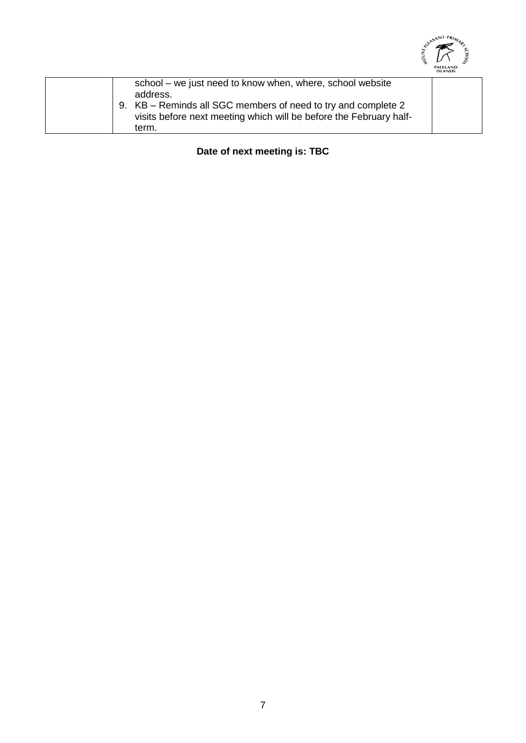| | | |
|---|---|---|
| | school – we just need to know when, where, school website address.<br>9. KB – Reminds all SGC members of need to try and complete 2 visits before next meeting which will be before the February half-term. | |

**Date of next meeting is: TBC**